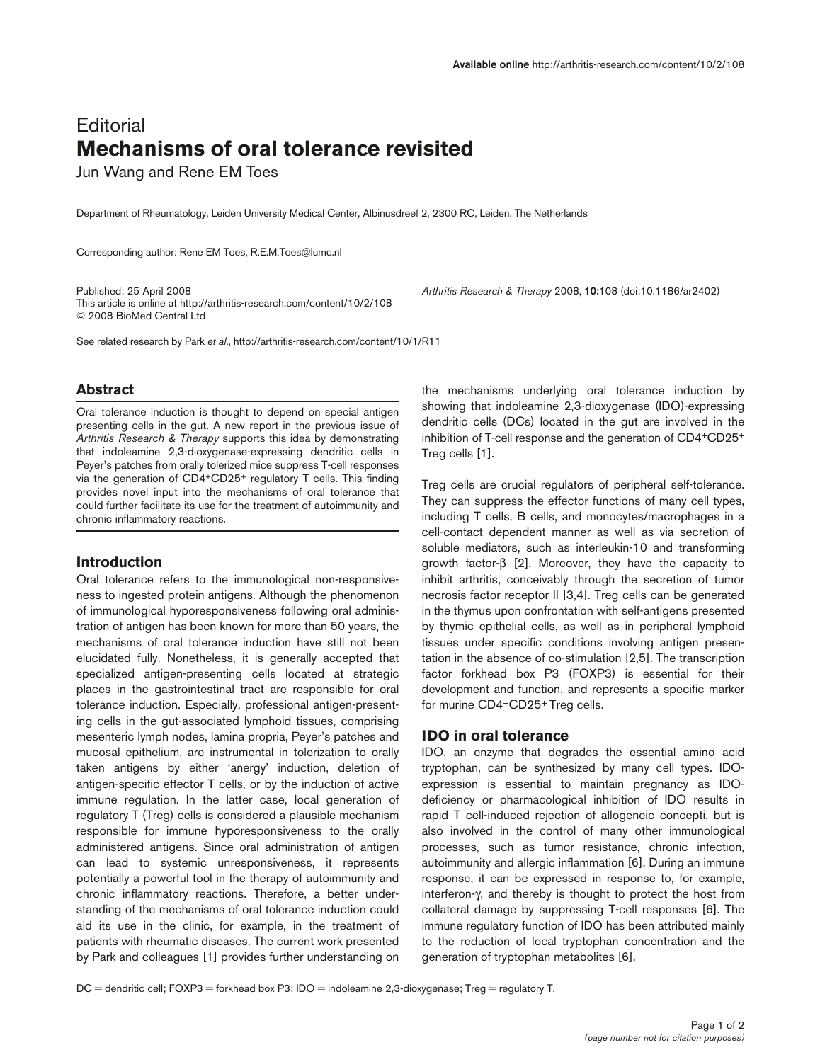# Editorial
# Mechanisms of oral tolerance revisited

Jun Wang and Rene EM Toes

Department of Rheumatology, Leiden University Medical Center, Albinusdreef 2, 2300 RC, Leiden, The Netherlands

Corresponding author: Rene EM Toes, R.E.M.Toes@lumc.nl

Published: 25 April 2008
This article is online at http://arthritis-research.com/content/10/2/108
© 2008 BioMed Central Ltd

*Arthritis Research & Therapy* 2008, **10:**108 (doi:10.1186/ar2402)

See related research by Park *et al*., http://arthritis-research.com/content/10/1/R11

## Abstract

Oral tolerance induction is thought to depend on special antigen presenting cells in the gut. A new report in the previous issue of *Arthritis Research & Therapy* supports this idea by demonstrating that indoleamine 2,3-dioxygenase-expressing dendritic cells in Peyer's patches from orally tolerized mice suppress T-cell responses via the generation of CD4+CD25+ regulatory T cells. This finding provides novel input into the mechanisms of oral tolerance that could further facilitate its use for the treatment of autoimmunity and chronic inflammatory reactions.

## Introduction

Oral tolerance refers to the immunological non-responsiveness to ingested protein antigens. Although the phenomenon of immunological hyporesponsiveness following oral administration of antigen has been known for more than 50 years, the mechanisms of oral tolerance induction have still not been elucidated fully. Nonetheless, it is generally accepted that specialized antigen-presenting cells located at strategic places in the gastrointestinal tract are responsible for oral tolerance induction. Especially, professional antigen-presenting cells in the gut-associated lymphoid tissues, comprising mesenteric lymph nodes, lamina propria, Peyer's patches and mucosal epithelium, are instrumental in tolerization to orally taken antigens by either 'anergy' induction, deletion of antigen-specific effector T cells, or by the induction of active immune regulation. In the latter case, local generation of regulatory T (Treg) cells is considered a plausible mechanism responsible for immune hyporesponsiveness to the orally administered antigens. Since oral administration of antigen can lead to systemic unresponsiveness, it represents potentially a powerful tool in the therapy of autoimmunity and chronic inflammatory reactions. Therefore, a better understanding of the mechanisms of oral tolerance induction could aid its use in the clinic, for example, in the treatment of patients with rheumatic diseases. The current work presented by Park and colleagues [1] provides further understanding on the mechanisms underlying oral tolerance induction by showing that indoleamine 2,3-dioxygenase (IDO)-expressing dendritic cells (DCs) located in the gut are involved in the inhibition of T-cell response and the generation of CD4+CD25+ Treg cells [1].

Treg cells are crucial regulators of peripheral self-tolerance. They can suppress the effector functions of many cell types, including T cells, B cells, and monocytes/macrophages in a cell-contact dependent manner as well as via secretion of soluble mediators, such as interleukin-10 and transforming growth factor-β [2]. Moreover, they have the capacity to inhibit arthritis, conceivably through the secretion of tumor necrosis factor receptor II [3,4]. Treg cells can be generated in the thymus upon confrontation with self-antigens presented by thymic epithelial cells, as well as in peripheral lymphoid tissues under specific conditions involving antigen presentation in the absence of co-stimulation [2,5]. The transcription factor forkhead box P3 (FOXP3) is essential for their development and function, and represents a specific marker for murine CD4+CD25+ Treg cells.

## IDO in oral tolerance

IDO, an enzyme that degrades the essential amino acid tryptophan, can be synthesized by many cell types. IDO-expression is essential to maintain pregnancy as IDO-deficiency or pharmacological inhibition of IDO results in rapid T cell-induced rejection of allogeneic concepti, but is also involved in the control of many other immunological processes, such as tumor resistance, chronic infection, autoimmunity and allergic inflammation [6]. During an immune response, it can be expressed in response to, for example, interferon-γ, and thereby is thought to protect the host from collateral damage by suppressing T-cell responses [6]. The immune regulatory function of IDO has been attributed mainly to the reduction of local tryptophan concentration and the generation of tryptophan metabolites [6].

DC = dendritic cell; FOXP3 = forkhead box P3; IDO = indoleamine 2,3-dioxygenase; Treg = regulatory T.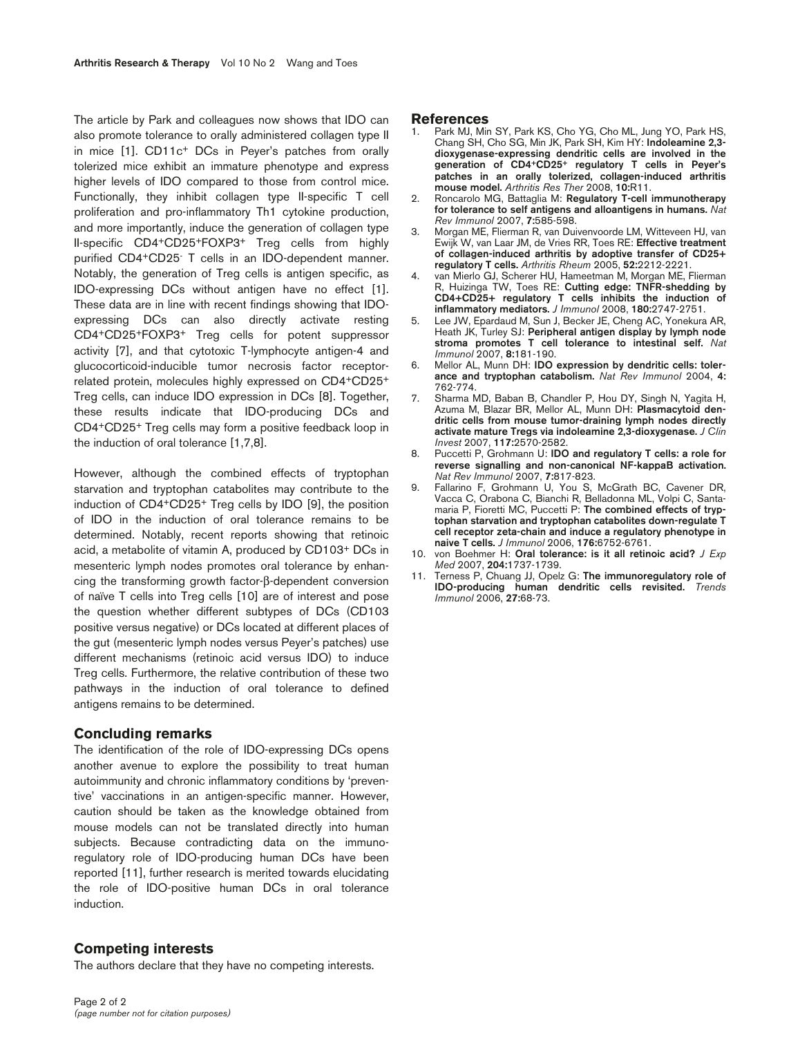The article by Park and colleagues now shows that IDO can also promote tolerance to orally administered collagen type II in mice [1]. $CD11c^+$ DCs in Peyer's patches from orally tolerized mice exhibit an immature phenotype and express higher levels of IDO compared to those from control mice. Functionally, they inhibit collagen type II-specific T cell proliferation and pro-inflammatory Th1 cytokine production, and more importantly, induce the generation of collagen type II-specific $CD4^+CD25^+FOXP3^+$ Treg cells from highly purified $CD4^+CD25^-$ T cells in an IDO-dependent manner. Notably, the generation of Treg cells is antigen specific, as IDO-expressing DCs without antigen have no effect [1]. These data are in line with recent findings showing that IDO-expressing DCs can also directly activate resting $CD4^+CD25^+FOXP3^+$ Treg cells for potent suppressor activity [7], and that cytotoxic T-lymphocyte antigen-4 and glucocorticoid-inducible tumor necrosis factor receptor-related protein, molecules highly expressed on $CD4^+CD25^+$ Treg cells, can induce IDO expression in DCs [8]. Together, these results indicate that IDO-producing DCs and $CD4^+CD25^+$ Treg cells may form a positive feedback loop in the induction of oral tolerance [1,7,8].

However, although the combined effects of tryptophan starvation and tryptophan catabolites may contribute to the induction of $CD4^+CD25^+$ Treg cells by IDO [9], the position of IDO in the induction of oral tolerance remains to be determined. Notably, recent reports showing that retinoic acid, a metabolite of vitamin A, produced by $CD103^+$ DCs in mesenteric lymph nodes promotes oral tolerance by enhancing the transforming growth factor-β-dependent conversion of naïve T cells into Treg cells [10] are of interest and pose the question whether different subtypes of DCs (CD103 positive versus negative) or DCs located at different places of the gut (mesenteric lymph nodes versus Peyer's patches) use different mechanisms (retinoic acid versus IDO) to induce Treg cells. Furthermore, the relative contribution of these two pathways in the induction of oral tolerance to defined antigens remains to be determined.

## Concluding remarks

The identification of the role of IDO-expressing DCs opens another avenue to explore the possibility to treat human autoimmunity and chronic inflammatory conditions by 'preventive' vaccinations in an antigen-specific manner. However, caution should be taken as the knowledge obtained from mouse models can not be translated directly into human subjects. Because contradicting data on the immunoregulatory role of IDO-producing human DCs have been reported [11], further research is merited towards elucidating the role of IDO-positive human DCs in oral tolerance induction.

## Competing interests

The authors declare that they have no competing interests.

## References

1. Park MJ, Min SY, Park KS, Cho YG, Cho ML, Jung YO, Park HS, Chang SH, Cho SG, Min JK, Park SH, Kim HY: **Indoleamine 2,3-dioxygenase-expressing dendritic cells are involved in the generation of $CD4^+CD25^+$ regulatory T cells in Peyer's patches in an orally tolerized, collagen-induced arthritis mouse model.** *Arthritis Res Ther* 2008, **10:**R11.
2. Roncarolo MG, Battaglia M: **Regulatory T-cell immunotherapy for tolerance to self antigens and alloantigens in humans.** *Nat Rev Immunol* 2007, **7:**585-598.
3. Morgan ME, Flierman R, van Duivenvoorde LM, Witteveen HJ, van Ewijk W, van Laar JM, de Vries RR, Toes RE: **Effective treatment of collagen-induced arthritis by adoptive transfer of CD25+ regulatory T cells.** *Arthritis Rheum* 2005, **52:**2212-2221.
4. van Mierlo GJ, Scherer HU, Hameetman M, Morgan ME, Flierman R, Huizinga TW, Toes RE: **Cutting edge: TNFR-shedding by CD4+CD25+ regulatory T cells inhibits the induction of inflammatory mediators.** *J Immunol* 2008, **180:**2747-2751.
5. Lee JW, Epardaud M, Sun J, Becker JE, Cheng AC, Yonekura AR, Heath JK, Turley SJ: **Peripheral antigen display by lymph node stroma promotes T cell tolerance to intestinal self.** *Nat Immunol* 2007, **8:**181-190.
6. Mellor AL, Munn DH: **IDO expression by dendritic cells: tolerance and tryptophan catabolism.** *Nat Rev Immunol* 2004, **4:** 762-774.
7. Sharma MD, Baban B, Chandler P, Hou DY, Singh N, Yagita H, Azuma M, Blazar BR, Mellor AL, Munn DH: **Plasmacytoid dendritic cells from mouse tumor-draining lymph nodes directly activate mature Tregs via indoleamine 2,3-dioxygenase.** *J Clin Invest* 2007, **117:**2570-2582.
8. Puccetti P, Grohmann U: **IDO and regulatory T cells: a role for reverse signalling and non-canonical NF-kappaB activation.** *Nat Rev Immunol* 2007, **7:**817-823.
9. Fallarino F, Grohmann U, You S, McGrath BC, Cavener DR, Vacca C, Orabona C, Bianchi R, Belladonna ML, Volpi C, Santamaria P, Fioretti MC, Puccetti P: **The combined effects of tryptophan starvation and tryptophan catabolites down-regulate T cell receptor zeta-chain and induce a regulatory phenotype in naive T cells.** *J Immunol* 2006, **176:**6752-6761.
10. von Boehmer H: **Oral tolerance: is it all retinoic acid?** *J Exp Med* 2007, **204:**1737-1739.
11. Terness P, Chuang JJ, Opelz G: **The immunoregulatory role of IDO-producing human dendritic cells revisited.** *Trends Immunol* 2006, **27:**68-73.